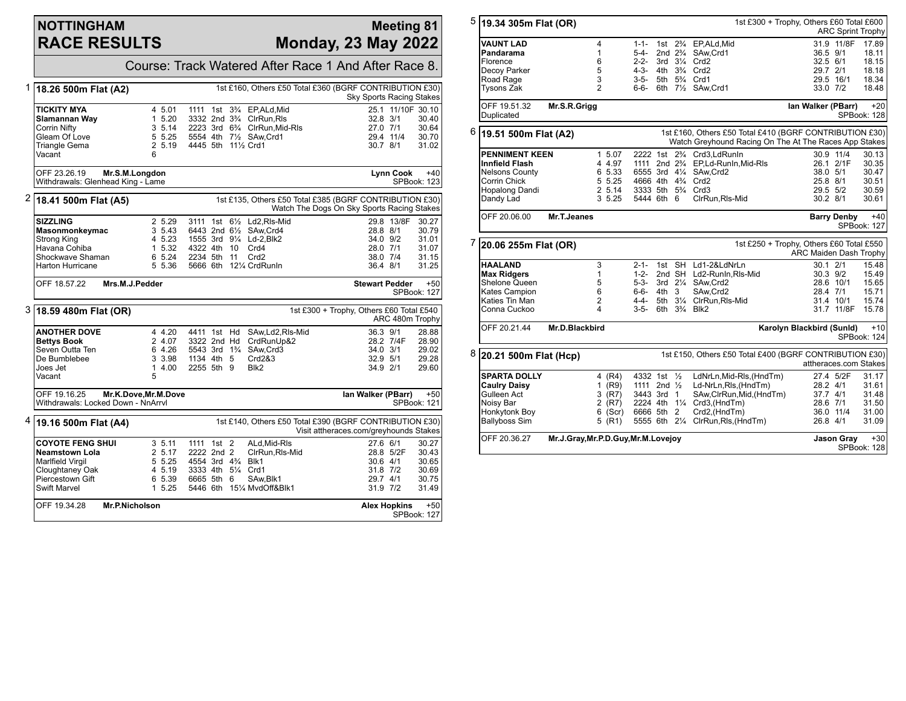# NOTTINGHAM RACE RESULTS

## Meeting 81 — Monday, 23 May 2022

Course: Track Watered After Race 1 And After Race 8.

### 1 — 18.26 500m Flat (A2)

1st £160, Others £50 Total £360 (BGRF CONTRIBUTION £30) Sky Sports Racing Stakes

| Greyhound | Trap | Weight | Sectional | Pos | Dist | Comment | | SP | Time |
|---|---|---|---|---|---|---|---|---|---|
| **TICKITY MYA** | 4 | 5.01 | 1111 | 1st | 3¾ | EP,ALd,Mid | 25.1 | 11/10F | 30.10 |
| **Slamannan Way** | 1 | 5.20 | 3332 | 2nd | 3¾ | ClrRun,Rls | 32.8 | 3/1 | 30.40 |
| Corrin Nifty | 3 | 5.14 | 2223 | 3rd | 6¾ | ClrRun,Mid-Rls | 27.0 | 7/1 | 30.64 |
| Gleam Of Love | 5 | 5.25 | 5554 | 4th | 7½ | SAw,Crd1 | 29.4 | 11/4 | 30.70 |
| Triangle Gema | 2 | 5.19 | 4445 | 5th | 11½ | Crd1 | 30.7 | 8/1 | 31.02 |
| Vacant | 6 | | | | | | | | |

OFF 23.26.19 **Mr.S.M.Longdon** — **Lynn Cook** +40
Withdrawals: Glenhead King - Lame — SPBook: 123

### 2 — 18.41 500m Flat (A5)

1st £135, Others £50 Total £385 (BGRF CONTRIBUTION £30) Watch The Dogs On Sky Sports Racing Stakes

| Greyhound | Trap | Weight | Sectional | Pos | Dist | Comment | | SP | Time |
|---|---|---|---|---|---|---|---|---|---|
| **SIZZLING** | 2 | 5.29 | 3111 | 1st | 6½ | Ld2,Rls-Mid | 29.8 | 13/8F | 30.27 |
| **Masonmonkeymac** | 3 | 5.43 | 6443 | 2nd | 6½ | SAw,Crd4 | 28.8 | 8/1 | 30.79 |
| Strong King | 4 | 5.23 | 1555 | 3rd | 9¼ | Ld-2,Blk2 | 34.0 | 9/2 | 31.01 |
| Havana Cohiba | 1 | 5.32 | 4322 | 4th | 10 | Crd4 | 28.0 | 7/1 | 31.07 |
| Shockwave Shaman | 6 | 5.24 | 2234 | 5th | 11 | Crd2 | 38.0 | 7/4 | 31.15 |
| Harton Hurricane | 5 | 5.36 | 5666 | 6th | 12¼ | CrdRunIn | 36.4 | 8/1 | 31.25 |

OFF 18.57.22 **Mrs.M.J.Pedder** — **Stewart Pedder** +50 — SPBook: 127

### 3 — 18.59 480m Flat (OR)

1st £300 + Trophy, Others £60 Total £540 ARC 480m Trophy

| Greyhound | Trap | Weight | Sectional | Pos | Dist | Comment | | SP | Time |
|---|---|---|---|---|---|---|---|---|---|
| **ANOTHER DOVE** | 4 | 4.20 | 4411 | 1st | Hd | SAw,Ld2,Rls-Mid | 36.3 | 9/1 | 28.88 |
| **Bettys Book** | 2 | 4.07 | 3322 | 2nd | Hd | CrdRunUp&2 | 28.2 | 7/4F | 28.90 |
| Seven Outta Ten | 6 | 4.26 | 5543 | 3rd | 1¾ | SAw,Crd3 | 34.0 | 3/1 | 29.02 |
| De Bumblebee | 3 | 3.98 | 1134 | 4th | 5 | Crd2&3 | 32.9 | 5/1 | 29.28 |
| Joes Jet | 1 | 4.00 | 2255 | 5th | 9 | Blk2 | 34.9 | 2/1 | 29.60 |
| Vacant | 5 | | | | | | | | |

OFF 19.16.25 **Mr.K.Dove,Mr.M.Dove** — **Ian Walker (PBarr)** +50
Withdrawals: Locked Down - NnArrvl — SPBook: 121

### 4 — 19.16 500m Flat (A4)

1st £140, Others £50 Total £390 (BGRF CONTRIBUTION £30) Visit attheraces.com/greyhounds Stakes

| Greyhound | Trap | Weight | Sectional | Pos | Dist | Comment | | SP | Time |
|---|---|---|---|---|---|---|---|---|---|
| **COYOTE FENG SHUI** | 3 | 5.11 | 1111 | 1st | 2 | ALd,Mid-Rls | 27.6 | 6/1 | 30.27 |
| **Neamstown Lola** | 2 | 5.17 | 2222 | 2nd | 2 | ClrRun,Rls-Mid | 28.8 | 5/2F | 30.43 |
| Marlfield Virgil | 5 | 5.25 | 4554 | 3rd | 4¾ | Blk1 | 30.6 | 4/1 | 30.65 |
| Cloughtaney Oak | 4 | 5.19 | 3333 | 4th | 5¼ | Crd1 | 31.8 | 7/2 | 30.69 |
| Piercestown Gift | 6 | 5.39 | 6665 | 5th | 6 | SAw,Blk1 | 29.7 | 4/1 | 30.75 |
| Swift Marvel | 1 | 5.25 | 5446 | 6th | 15¼ | MvdOff&Blk1 | 31.9 | 7/2 | 31.49 |

OFF 19.34.28 **Mr.P.Nicholson** — **Alex Hopkins** +50 — SPBook: 127

### 5 — 19.34 305m Flat (OR)

1st £300 + Trophy, Others £60 Total £600 ARC Sprint Trophy

| Greyhound | Trap | Sectional | Pos | Dist | Comment | | SP | Time |
|---|---|---|---|---|---|---|---|---|
| **VAUNT LAD** | 4 | 1-1- | 1st | 2¾ | EP,ALd,Mid | 31.9 | 11/8F | 17.89 |
| **Pandarama** | 1 | 5-4- | 2nd | 2¾ | SAw,Crd1 | 36.5 | 9/1 | 18.11 |
| Florence | 6 | 2-2- | 3rd | 3¼ | Crd2 | 32.5 | 6/1 | 18.15 |
| Decoy Parker | 5 | 4-3- | 4th | 3¾ | Crd2 | 29.7 | 2/1 | 18.18 |
| Road Rage | 3 | 3-5- | 5th | 5¾ | Crd1 | 29.5 | 16/1 | 18.34 |
| Tysons Zak | 2 | 6-6- | 6th | 7½ | SAw,Crd1 | 33.0 | 7/2 | 18.48 |

OFF 19.51.32 **Mr.S.R.Grigg** — **Ian Walker (PBarr)** +20
Duplicated — SPBook: 128

### 6 — 19.51 500m Flat (A2)

1st £160, Others £50 Total £410 (BGRF CONTRIBUTION £30) Watch Greyhound Racing On The At The Races App Stakes

| Greyhound | Trap | Weight | Sectional | Pos | Dist | Comment | | SP | Time |
|---|---|---|---|---|---|---|---|---|---|
| **PENNIMENT KEEN** | 1 | 5.07 | 2222 | 1st | 2¾ | Crd3,LdRunIn | 30.9 | 11/4 | 30.13 |
| **Innfield Flash** | 4 | 4.97 | 1111 | 2nd | 2¾ | EP,Ld-RunIn,Mid-Rls | 26.1 | 2/1F | 30.35 |
| Nelsons County | 6 | 5.33 | 6555 | 3rd | 4¼ | SAw,Crd2 | 38.0 | 5/1 | 30.47 |
| Corrin Chick | 5 | 5.25 | 4666 | 4th | 4¾ | Crd2 | 25.8 | 8/1 | 30.51 |
| Hopalong Dandi | 2 | 5.14 | 3333 | 5th | 5¾ | Crd3 | 29.5 | 5/2 | 30.59 |
| Dandy Lad | 3 | 5.25 | 5444 | 6th | 6 | ClrRun,Rls-Mid | 30.2 | 8/1 | 30.61 |

OFF 20.06.00 **Mr.T.Jeanes** — **Barry Denby** +40 — SPBook: 127

### 7 — 20.06 255m Flat (OR)

1st £250 + Trophy, Others £60 Total £550 ARC Maiden Dash Trophy

| Greyhound | Trap | Sectional | Pos | Dist | Comment | | SP | Time |
|---|---|---|---|---|---|---|---|---|
| **HAALAND** | 3 | 2-1- | 1st | SH | Ld1-2&LdRLn | 30.1 | 2/1 | 15.48 |
| **Max Ridgers** | 1 | 1-2- | 2nd | SH | Ld2-RunIn,Rls-Mid | 30.3 | 9/2 | 15.49 |
| Shelone Queen | 5 | 5-3- | 3rd | 2¼ | SAw,Crd2 | 28.6 | 10/1 | 15.65 |
| Kates Campion | 6 | 6-6- | 4th | 3 | SAw,Crd2 | 28.4 | 7/1 | 15.71 |
| Katies Tin Man | 2 | 4-4- | 5th | 3¼ | ClrRun,Rls-Mid | 31.4 | 10/1 | 15.74 |
| Conna Cuckoo | 4 | 3-5- | 6th | 3¾ | Blk2 | 31.7 | 11/8F | 15.78 |

OFF 20.21.44 **Mr.D.Blackbird** — **Karolyn Blackbird (Sunld)** +10 — SPBook: 124

### 8 — 20.21 500m Flat (Hcp)

1st £150, Others £50 Total £400 (BGRF CONTRIBUTION £30) attheraces.com Stakes

| Greyhound | Trap | Hcp | Sectional | Pos | Dist | Comment | | SP | Time |
|---|---|---|---|---|---|---|---|---|---|
| **SPARTA DOLLY** | 4 | (R4) | 4332 | 1st | ½ | LdNrLn,Mid-Rls,(HndTm) | 27.4 | 5/2F | 31.17 |
| **Caulry Daisy** | 1 | (R9) | 1111 | 2nd | ½ | Ld-NrLn,Rls,(HndTm) | 28.2 | 4/1 | 31.61 |
| Gulleen Act | 3 | (R7) | 3443 | 3rd | 1 | SAw,ClrRun,Mid,(HndTm) | 37.7 | 4/1 | 31.48 |
| Noisy Bar | 2 | (R7) | 2224 | 4th | 1¼ | Crd3,(HndTm) | 28.6 | 7/1 | 31.50 |
| Honkytonk Boy | 6 | (Scr) | 6666 | 5th | 2 | Crd2,(HndTm) | 36.0 | 11/4 | 31.00 |
| Ballyboss Sim | 5 | (R1) | 5555 | 6th | 2¼ | ClrRun,Rls,(HndTm) | 26.8 | 4/1 | 31.09 |

OFF 20.36.27 **Mr.J.Gray,Mr.P.D.Guy,Mr.M.Lovejoy** — **Jason Gray** +30 — SPBook: 128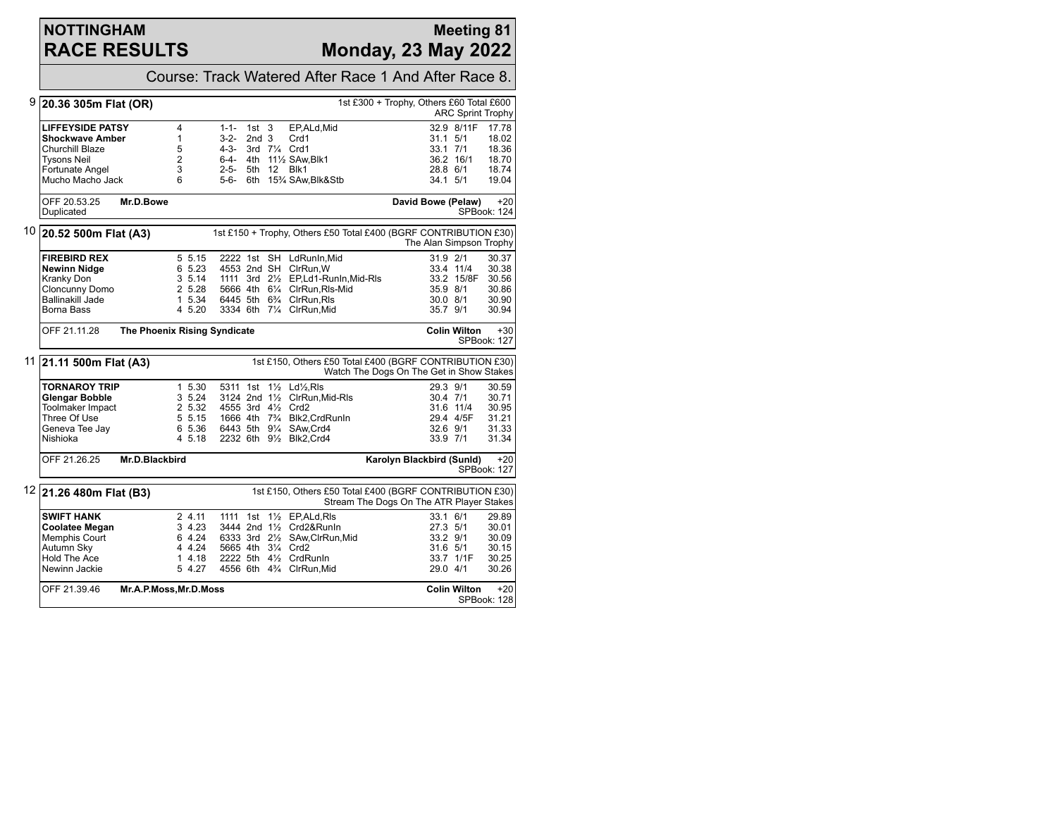# NOTTINGHAM RACE RESULTS

## Meeting 81 Monday, 23 May 2022

Course: Track Watered After Race 1 And After Race 8.

### 9 — 20.36 305m Flat (OR)

1st £300 + Trophy, Others £60 Total £600
ARC Sprint Trophy

| | | | | | | | | | |
|---|---|---|---|---|---|---|---|---|---|
| **LIFFEYSIDE PATSY** | 4 | | 1-1- | 1st | 3 | EP,ALd,Mid | 32.9 | 8/11F | 17.78 |
| **Shockwave Amber** | 1 | | 3-2- | 2nd | 3 | Crd1 | 31.1 | 5/1 | 18.02 |
| Churchill Blaze | 5 | | 4-3- | 3rd | 7¼ | Crd1 | 33.1 | 7/1 | 18.36 |
| Tysons Neil | 2 | | 6-4- | 4th | 11½ | SAw,Blk1 | 36.2 | 16/1 | 18.70 |
| Fortunate Angel | 3 | | 2-5- | 5th | 12 | Blk1 | 28.8 | 6/1 | 18.74 |
| Mucho Macho Jack | 6 | | 5-6- | 6th | 15¾ | SAw,Blk&Stb | 34.1 | 5/1 | 19.04 |

OFF 20.53.25 **Mr.D.Bowe** — **David Bowe (Pelaw)** +20
Duplicated — SPBook: 124

### 10 — 20.52 500m Flat (A3)

1st £150 + Trophy, Others £50 Total £400 (BGRF CONTRIBUTION £30)
The Alan Simpson Trophy

| | | | | | | | | | |
|---|---|---|---|---|---|---|---|---|---|
| **FIREBIRD REX** | 5 | 5.15 | 2222 | 1st | SH | LdRunIn,Mid | 31.9 | 2/1 | 30.37 |
| **Newinn Nidge** | 6 | 5.23 | 4553 | 2nd | SH | ClrRun,W | 33.4 | 11/4 | 30.38 |
| Kranky Don | 3 | 5.14 | 1111 | 3rd | 2½ | EP,Ld1-RunIn,Mid-Rls | 33.2 | 15/8F | 30.56 |
| Cloncunny Domo | 2 | 5.28 | 5666 | 4th | 6¼ | ClrRun,Rls-Mid | 35.9 | 8/1 | 30.86 |
| Ballinakill Jade | 1 | 5.34 | 6445 | 5th | 6¾ | ClrRun,Rls | 30.0 | 8/1 | 30.90 |
| Borna Bass | 4 | 5.20 | 3334 | 6th | 7¼ | ClrRun,Mid | 35.7 | 9/1 | 30.94 |

OFF 21.11.28 **The Phoenix Rising Syndicate** — **Colin Wilton** +30
SPBook: 127

### 11 — 21.11 500m Flat (A3)

1st £150, Others £50 Total £400 (BGRF CONTRIBUTION £30)
Watch The Dogs On The Get in Show Stakes

| | | | | | | | | | |
|---|---|---|---|---|---|---|---|---|---|
| **TORNAROY TRIP** | 1 | 5.30 | 5311 | 1st | 1½ | Ld½,Rls | 29.3 | 9/1 | 30.59 |
| **Glengar Bobble** | 3 | 5.24 | 3124 | 2nd | 1½ | ClrRun,Mid-Rls | 30.4 | 7/1 | 30.71 |
| Toolmaker Impact | 2 | 5.32 | 4555 | 3rd | 4½ | Crd2 | 31.6 | 11/4 | 30.95 |
| Three Of Use | 5 | 5.15 | 1666 | 4th | 7¾ | Blk2,CrdRunIn | 29.4 | 4/5F | 31.21 |
| Geneva Tee Jay | 6 | 5.36 | 6443 | 5th | 9¼ | SAw,Crd4 | 32.6 | 9/1 | 31.33 |
| Nishioka | 4 | 5.18 | 2232 | 6th | 9½ | Blk2,Crd4 | 33.9 | 7/1 | 31.34 |

OFF 21.26.25 **Mr.D.Blackbird** — **Karolyn Blackbird (Sunld)** +20
SPBook: 127

### 12 — 21.26 480m Flat (B3)

1st £150, Others £50 Total £400 (BGRF CONTRIBUTION £30)
Stream The Dogs On The ATR Player Stakes

| | | | | | | | | | |
|---|---|---|---|---|---|---|---|---|---|
| **SWIFT HANK** | 2 | 4.11 | 1111 | 1st | 1½ | EP,ALd,Rls | 33.1 | 6/1 | 29.89 |
| **Coolatee Megan** | 3 | 4.23 | 3444 | 2nd | 1½ | Crd2&RunIn | 27.3 | 5/1 | 30.01 |
| Memphis Court | 6 | 4.24 | 6333 | 3rd | 2½ | SAw,ClrRun,Mid | 33.2 | 9/1 | 30.09 |
| Autumn Sky | 4 | 4.24 | 5665 | 4th | 3¼ | Crd2 | 31.6 | 5/1 | 30.15 |
| Hold The Ace | 1 | 4.18 | 2222 | 5th | 4½ | CrdRunIn | 33.7 | 1/1F | 30.25 |
| Newinn Jackie | 5 | 4.27 | 4556 | 6th | 4¾ | ClrRun,Mid | 29.0 | 4/1 | 30.26 |

OFF 21.39.46 **Mr.A.P.Moss,Mr.D.Moss** — **Colin Wilton** +20
SPBook: 128